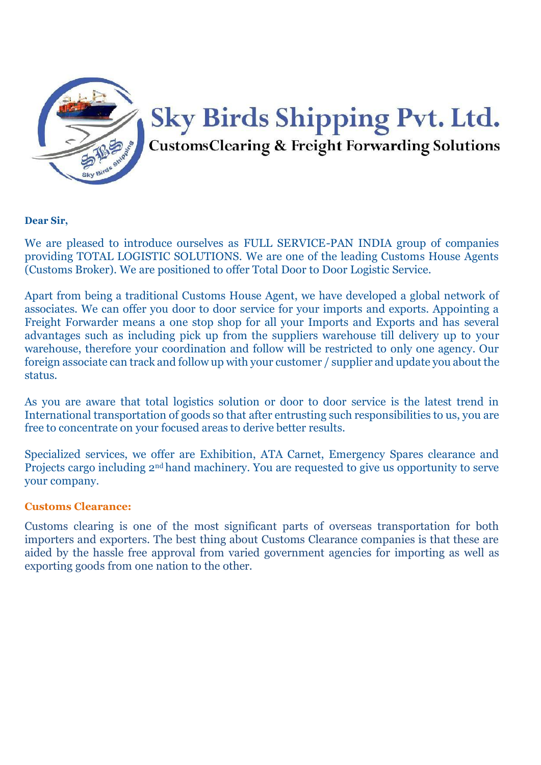# Sky Birds Shipping Pvt. Ltd.

## CustomsClearing & Freight Forwarding Solutions

**Dear Sir,**

We are pleased to introduce ourselves as FULL SERVICE-PAN INDIA group of companies providing TOTAL LOGISTIC SOLUTIONS. We are one of the leading Customs House Agents (Customs Broker). We are positioned to offer Total Door to Door Logistic Service.

Apart from being a traditional Customs House Agent, we have developed a global network of associates. We can offer you door to door service for your imports and exports. Appointing a Freight Forwarder means a one stop shop for all your Imports and Exports and has several advantages such as including pick up from the suppliers warehouse till delivery up to your warehouse, therefore your coordination and follow will be restricted to only one agency. Our foreign associate can track and follow up with your customer / supplier and update you about the status.

As you are aware that total logistics solution or door to door service is the latest trend in International transportation of goods so that after entrusting such responsibilities to us, you are free to concentrate on your focused areas to derive better results.

Specialized services, we offer are Exhibition, ATA Carnet, Emergency Spares clearance and Projects cargo including 2nd hand machinery. You are requested to give us opportunity to serve your company.

**Customs Clearance:**

Customs clearing is one of the most significant parts of overseas transportation for both importers and exporters. The best thing about Customs Clearance companies is that these are aided by the hassle free approval from varied government agencies for importing as well as exporting goods from one nation to the other.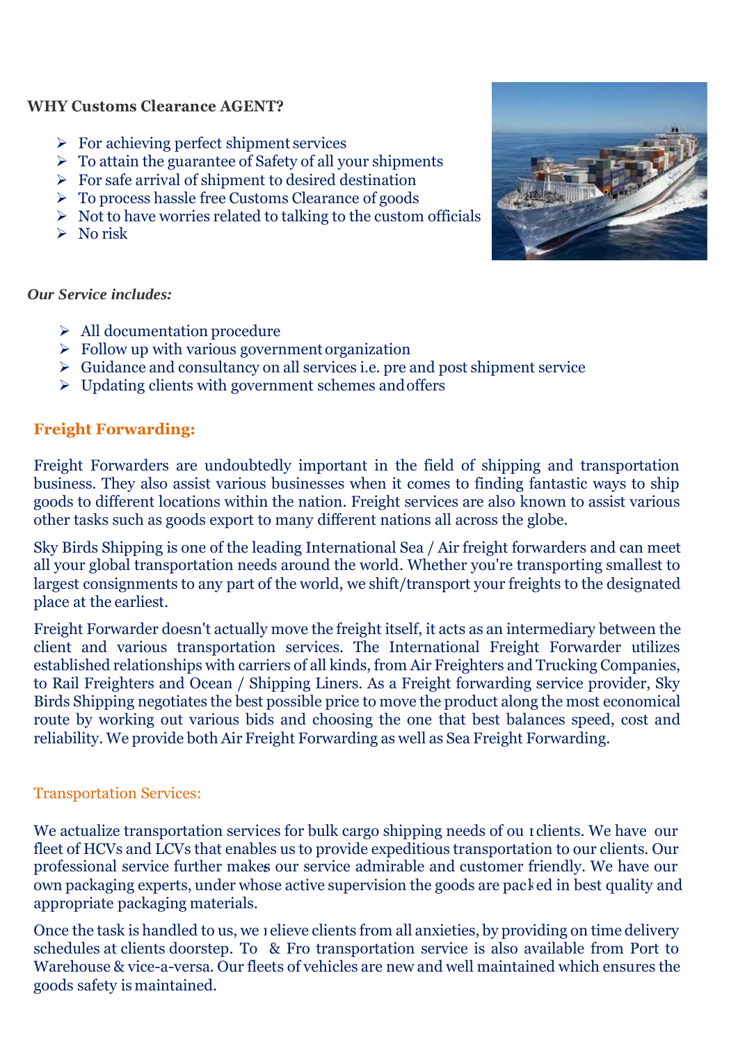**WHY Customs Clearance AGENT?**

- For achieving perfect shipment services
- To attain the guarantee of Safety of all your shipments
- For safe arrival of shipment to desired destination
- To process hassle free Customs Clearance of goods
- Not to have worries related to talking to the custom officials
- No risk

***Our Service includes:***

- All documentation procedure
- Follow up with various government organization
- Guidance and consultancy on all services i.e. pre and post shipment service
- Updating clients with government schemes and offers

## Freight Forwarding:

Freight Forwarders are undoubtedly important in the field of shipping and transportation business. They also assist various businesses when it comes to finding fantastic ways to ship goods to different locations within the nation. Freight services are also known to assist various other tasks such as goods export to many different nations all across the globe.

Sky Birds Shipping is one of the leading International Sea / Air freight forwarders and can meet all your global transportation needs around the world. Whether you're transporting smallest to largest consignments to any part of the world, we shift/transport your freights to the designated place at the earliest.

Freight Forwarder doesn't actually move the freight itself, it acts as an intermediary between the client and various transportation services. The International Freight Forwarder utilizes established relationships with carriers of all kinds, from Air Freighters and Trucking Companies, to Rail Freighters and Ocean / Shipping Liners. As a Freight forwarding service provider, Sky Birds Shipping negotiates the best possible price to move the product along the most economical route by working out various bids and choosing the one that best balances speed, cost and reliability. We provide both Air Freight Forwarding as well as Sea Freight Forwarding.

## Transportation Services:

We actualize transportation services for bulk cargo shipping needs of our clients. We have our fleet of HCVs and LCVs that enables us to provide expeditious transportation to our clients. Our professional service further makes our service admirable and customer friendly. We have our own packaging experts, under whose active supervision the goods are packed in best quality and appropriate packaging materials.

Once the task is handled to us, we relieve clients from all anxieties, by providing on time delivery schedules at clients doorstep. To & Fro transportation service is also available from Port to Warehouse & vice-a-versa. Our fleets of vehicles are new and well maintained which ensures the goods safety is maintained.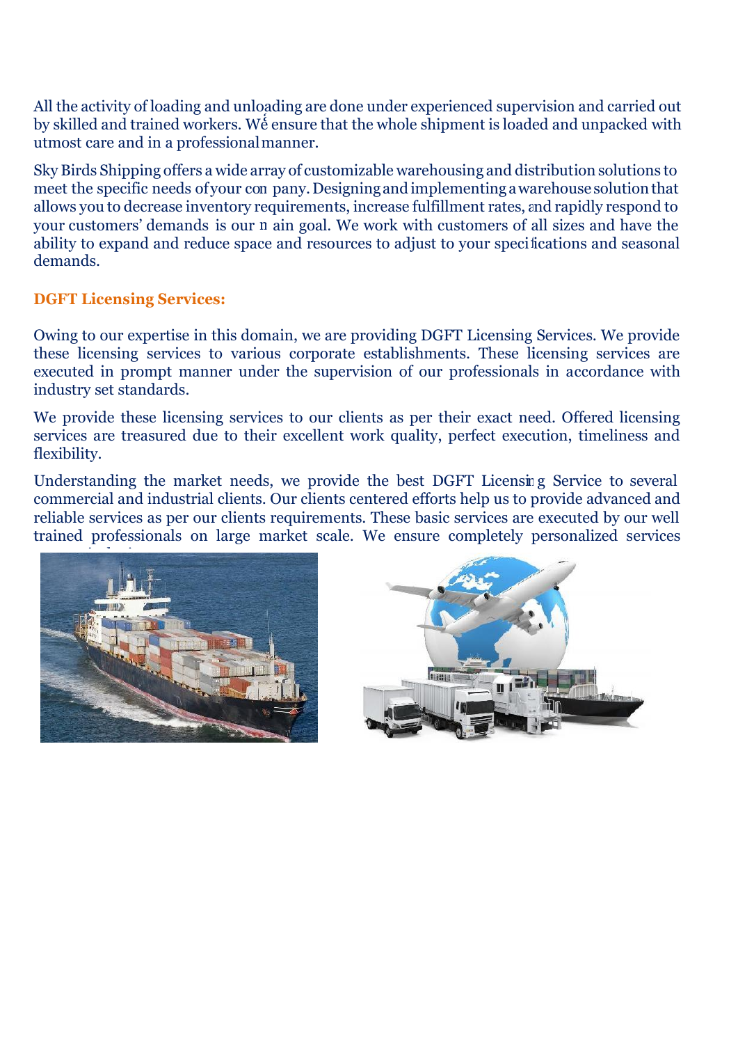All the activity of loading and unloading are done under experienced supervision and carried out by skilled and trained workers. We ensure that the whole shipment is loaded and unpacked with utmost care and in a professional manner.

Sky Birds Shipping offers a wide array of customizable warehousing and distribution solutions to meet the specific needs of your company. Designing and implementing a warehouse solution that allows you to decrease inventory requirements, increase fulfillment rates, and rapidly respond to your customers' demands is our main goal. We work with customers of all sizes and have the ability to expand and reduce space and resources to adjust to your specifications and seasonal demands.

### DGFT Licensing Services:

Owing to our expertise in this domain, we are providing DGFT Licensing Services. We provide these licensing services to various corporate establishments. These licensing services are executed in prompt manner under the supervision of our professionals in accordance with industry set standards.

We provide these licensing services to our clients as per their exact need. Offered licensing services are treasured due to their excellent work quality, perfect execution, timeliness and flexibility.

Understanding the market needs, we provide the best DGFT Licensing Service to several commercial and industrial clients. Our clients centered efforts help us to provide advanced and reliable services as per our clients requirements. These basic services are executed by our well trained professionals on large market scale. We ensure completely personalized services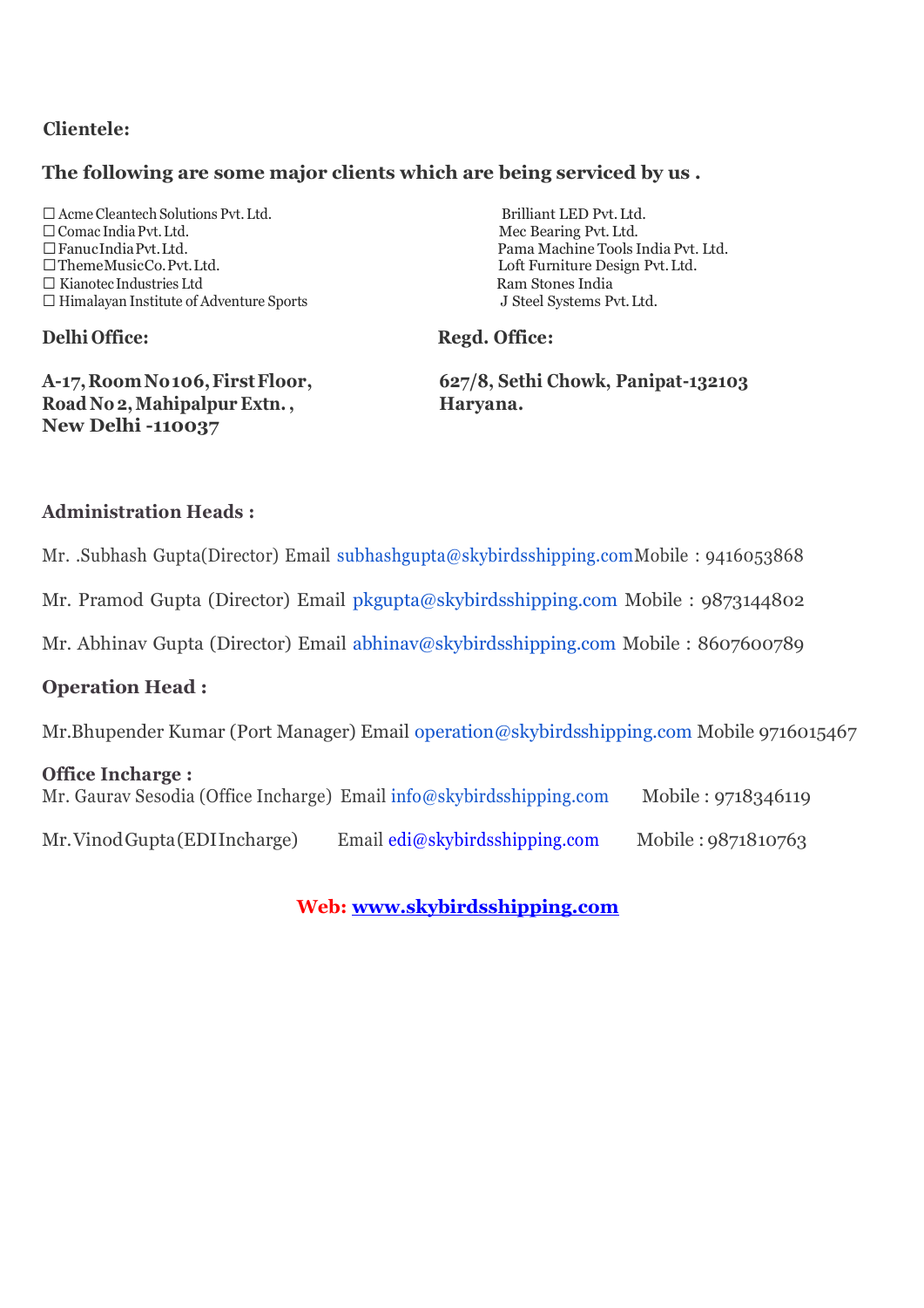**Clientele:**

**The following are some major clients which are being serviced by us .**

- ☐ Acme Cleantech Solutions Pvt. Ltd.
- ☐ Comac India Pvt. Ltd.
- ☐ Fanuc India Pvt. Ltd.
- ☐ Theme Music Co. Pvt. Ltd.
- ☐ Kianotec Industries Ltd
- ☐ Himalayan Institute of Adventure Sports

Brilliant LED Pvt. Ltd.
Mec Bearing Pvt. Ltd.
Pama Machine Tools India Pvt. Ltd.
Loft Furniture Design Pvt. Ltd.
Ram Stones India
J Steel Systems Pvt. Ltd.

**Delhi Office:**

**A-17, Room No 106, First Floor,
Road No 2, Mahipalpur Extn. ,
New Delhi -110037**

**Regd. Office:**

**627/8, Sethi Chowk, Panipat-132103
Haryana.**

**Administration Heads :**

Mr. .Subhash Gupta(Director) Email subhashgupta@skybirdsshipping.com Mobile : 9416053868

Mr. Pramod Gupta (Director) Email pkgupta@skybirdsshipping.com Mobile : 9873144802

Mr. Abhinav Gupta (Director) Email abhinav@skybirdsshipping.com Mobile : 8607600789

**Operation Head :**

Mr.Bhupender Kumar (Port Manager) Email operation@skybirdsshipping.com Mobile 9716015467

**Office Incharge :**

Mr. Gaurav Sesodia (Office Incharge) Email info@skybirdsshipping.com Mobile : 9718346119

Mr. Vinod Gupta (EDI Incharge) Email edi@skybirdsshipping.com Mobile : 9871810763

**Web: www.skybirdsshipping.com**